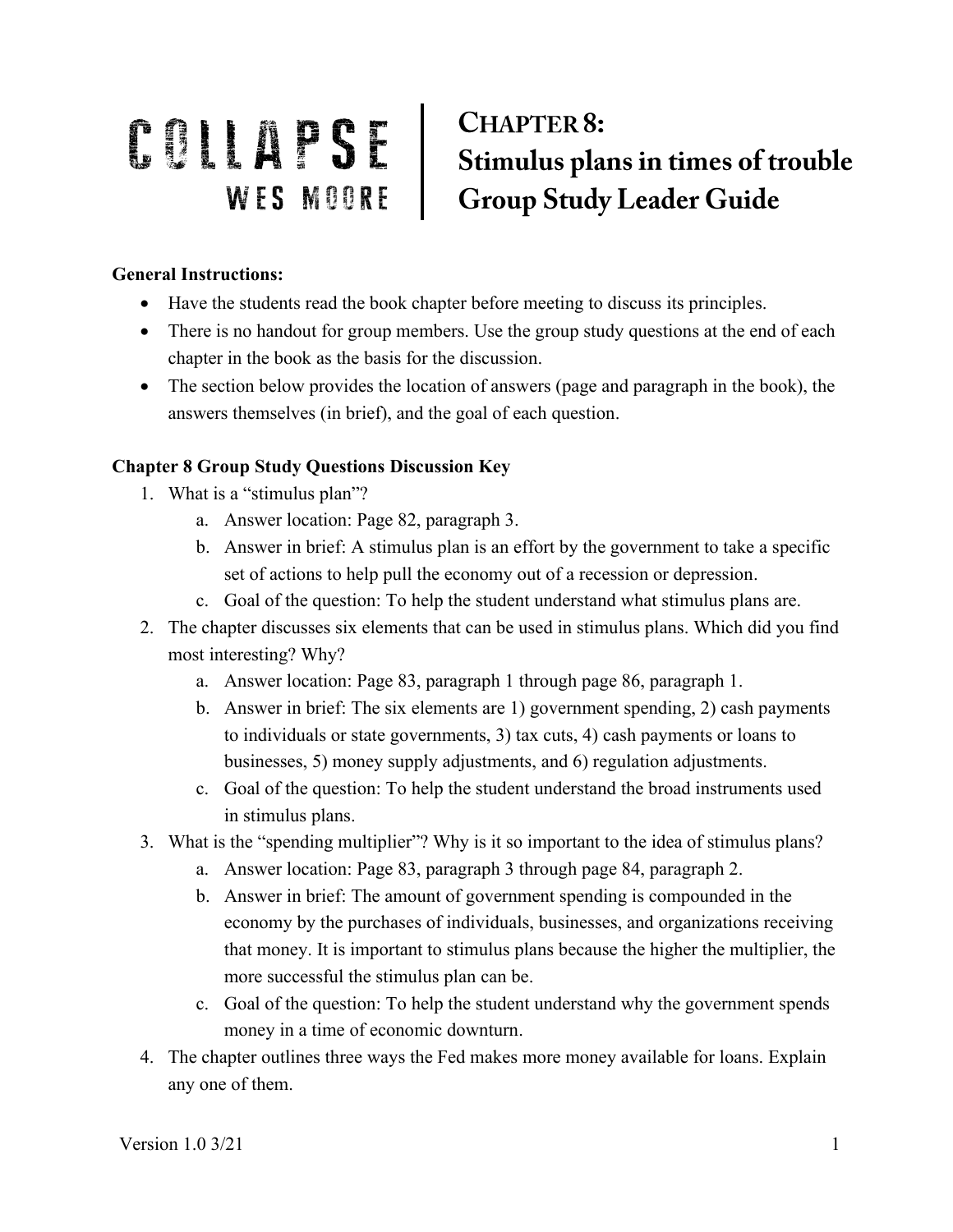# COLLAPSE
## WES MOORE

# CHAPTER 8: Stimulus plans in times of trouble Group Study Leader Guide

**General Instructions:**

- Have the students read the book chapter before meeting to discuss its principles.
- There is no handout for group members. Use the group study questions at the end of each chapter in the book as the basis for the discussion.
- The section below provides the location of answers (page and paragraph in the book), the answers themselves (in brief), and the goal of each question.

**Chapter 8 Group Study Questions Discussion Key**

1. What is a "stimulus plan"?
    a. Answer location: Page 82, paragraph 3.
    b. Answer in brief: A stimulus plan is an effort by the government to take a specific set of actions to help pull the economy out of a recession or depression.
    c. Goal of the question: To help the student understand what stimulus plans are.
2. The chapter discusses six elements that can be used in stimulus plans. Which did you find most interesting? Why?
    a. Answer location: Page 83, paragraph 1 through page 86, paragraph 1.
    b. Answer in brief: The six elements are 1) government spending, 2) cash payments to individuals or state governments, 3) tax cuts, 4) cash payments or loans to businesses, 5) money supply adjustments, and 6) regulation adjustments.
    c. Goal of the question: To help the student understand the broad instruments used in stimulus plans.
3. What is the "spending multiplier"? Why is it so important to the idea of stimulus plans?
    a. Answer location: Page 83, paragraph 3 through page 84, paragraph 2.
    b. Answer in brief: The amount of government spending is compounded in the economy by the purchases of individuals, businesses, and organizations receiving that money. It is important to stimulus plans because the higher the multiplier, the more successful the stimulus plan can be.
    c. Goal of the question: To help the student understand why the government spends money in a time of economic downturn.
4. The chapter outlines three ways the Fed makes more money available for loans. Explain any one of them.

Version 1.0 3/21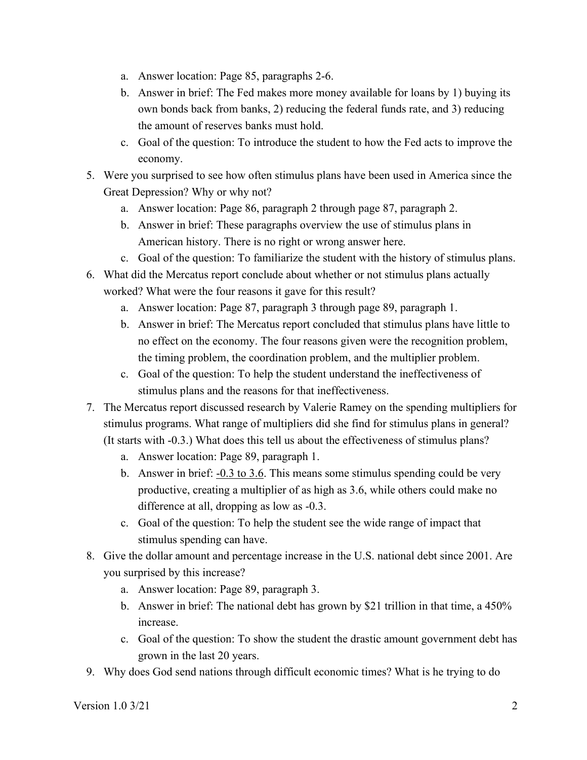a. Answer location: Page 85, paragraphs 2-6.
   b. Answer in brief: The Fed makes more money available for loans by 1) buying its own bonds back from banks, 2) reducing the federal funds rate, and 3) reducing the amount of reserves banks must hold.
   c. Goal of the question: To introduce the student to how the Fed acts to improve the economy.

5. Were you surprised to see how often stimulus plans have been used in America since the Great Depression? Why or why not?
   a. Answer location: Page 86, paragraph 2 through page 87, paragraph 2.
   b. Answer in brief: These paragraphs overview the use of stimulus plans in American history. There is no right or wrong answer here.
   c. Goal of the question: To familiarize the student with the history of stimulus plans.

6. What did the Mercatus report conclude about whether or not stimulus plans actually worked? What were the four reasons it gave for this result?
   a. Answer location: Page 87, paragraph 3 through page 89, paragraph 1.
   b. Answer in brief: The Mercatus report concluded that stimulus plans have little to no effect on the economy. The four reasons given were the recognition problem, the timing problem, the coordination problem, and the multiplier problem.
   c. Goal of the question: To help the student understand the ineffectiveness of stimulus plans and the reasons for that ineffectiveness.

7. The Mercatus report discussed research by Valerie Ramey on the spending multipliers for stimulus programs. What range of multipliers did she find for stimulus plans in general? (It starts with -0.3.) What does this tell us about the effectiveness of stimulus plans?
   a. Answer location: Page 89, paragraph 1.
   b. Answer in brief: <u>-0.3 to 3.6</u>. This means some stimulus spending could be very productive, creating a multiplier of as high as 3.6, while others could make no difference at all, dropping as low as -0.3.
   c. Goal of the question: To help the student see the wide range of impact that stimulus spending can have.

8. Give the dollar amount and percentage increase in the U.S. national debt since 2001. Are you surprised by this increase?
   a. Answer location: Page 89, paragraph 3.
   b. Answer in brief: The national debt has grown by $21 trillion in that time, a 450% increase.
   c. Goal of the question: To show the student the drastic amount government debt has grown in the last 20 years.

9. Why does God send nations through difficult economic times? What is he trying to do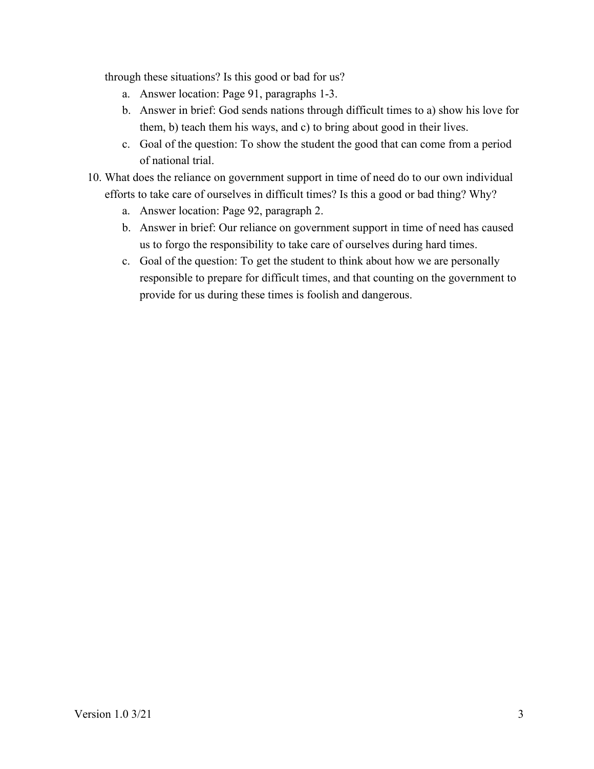through these situations? Is this good or bad for us?

   a. Answer location: Page 91, paragraphs 1-3.
   b. Answer in brief: God sends nations through difficult times to a) show his love for them, b) teach them his ways, and c) to bring about good in their lives.
   c. Goal of the question: To show the student the good that can come from a period of national trial.

10. What does the reliance on government support in time of need do to our own individual efforts to take care of ourselves in difficult times? Is this a good or bad thing? Why?
    a. Answer location: Page 92, paragraph 2.
    b. Answer in brief: Our reliance on government support in time of need has caused us to forgo the responsibility to take care of ourselves during hard times.
    c. Goal of the question: To get the student to think about how we are personally responsible to prepare for difficult times, and that counting on the government to provide for us during these times is foolish and dangerous.